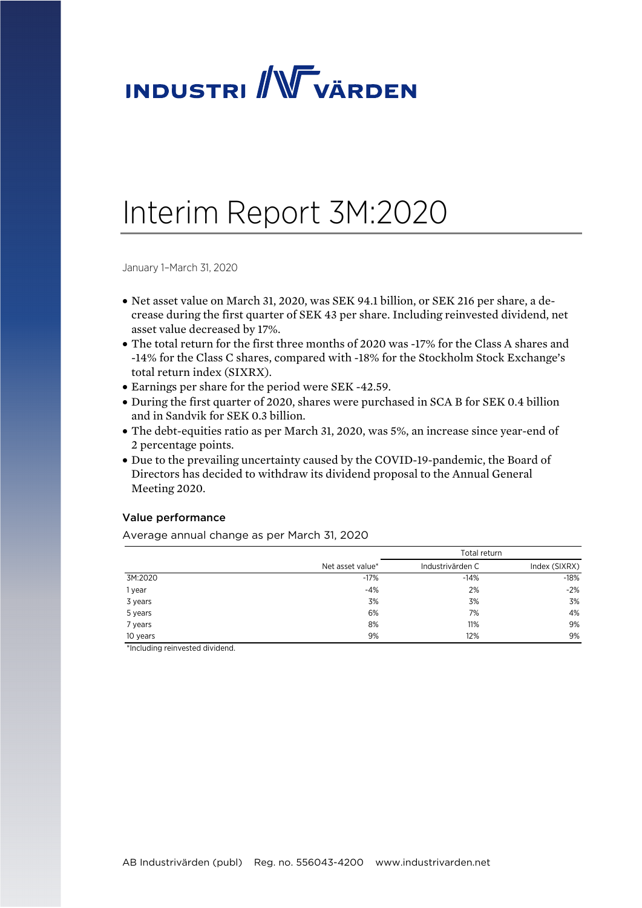# INDUSTRIVÄRDEN

# Interim Report 3M:2020

January 1–March 31, 2020

- Net asset value on March 31, 2020, was SEK 94.1 billion, or SEK 216 per share, a decrease during the first quarter of SEK 43 per share. Including reinvested dividend, net asset value decreased by 17%.
- The total return for the first three months of 2020 was -17% for the Class A shares and -14% for the Class C shares, compared with -18% for the Stockholm Stock Exchange's total return index (SIXRX).
- Earnings per share for the period were SEK -42.59.
- During the first quarter of 2020, shares were purchased in SCA B for SEK 0.4 billion and in Sandvik for SEK 0.3 billion.
- The debt-equities ratio as per March 31, 2020, was 5%, an increase since year-end of 2 percentage points.
- Due to the prevailing uncertainty caused by the COVID-19-pandemic, the Board of Directors has decided to withdraw its dividend proposal to the Annual General Meeting 2020.

### Value performance

Average annual change as per March 31, 2020

| | | Total return | |
|---|---|---|---|
| | Net asset value* | Industrivärden C | Index (SIXRX) |
| 3M:2020 | -17% | -14% | -18% |
| 1 year | -4% | 2% | -2% |
| 3 years | 3% | 3% | 3% |
| 5 years | 6% | 7% | 4% |
| 7 years | 8% | 11% | 9% |
| 10 years | 9% | 12% | 9% |

*Including reinvested dividend.

AB Industrivärden (publ) Reg. no. 556043-4200 www.industrivarden.net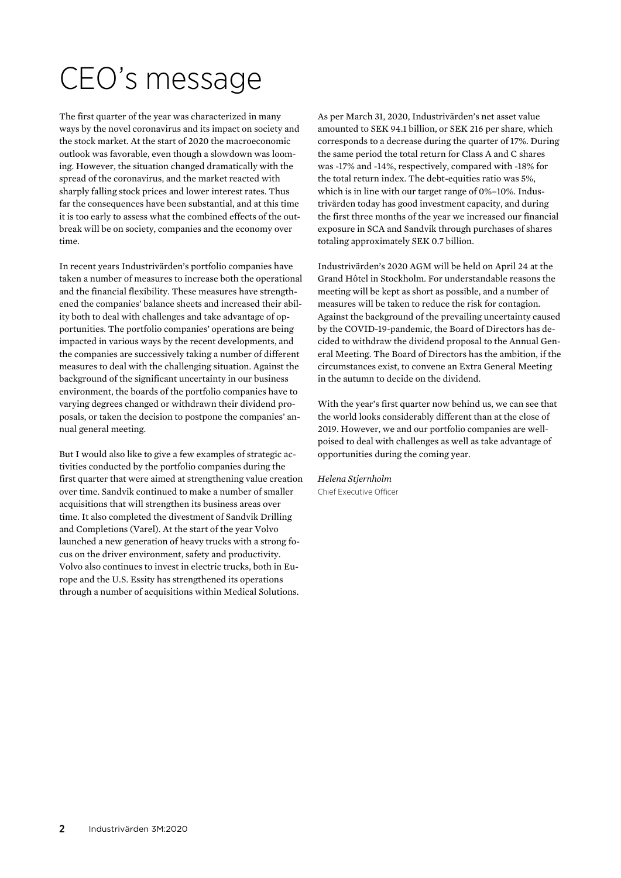# CEO's message

The first quarter of the year was characterized in many ways by the novel coronavirus and its impact on society and the stock market. At the start of 2020 the macroeconomic outlook was favorable, even though a slowdown was looming. However, the situation changed dramatically with the spread of the coronavirus, and the market reacted with sharply falling stock prices and lower interest rates. Thus far the consequences have been substantial, and at this time it is too early to assess what the combined effects of the outbreak will be on society, companies and the economy over time.

In recent years Industrivärden's portfolio companies have taken a number of measures to increase both the operational and the financial flexibility. These measures have strengthened the companies' balance sheets and increased their ability both to deal with challenges and take advantage of opportunities. The portfolio companies' operations are being impacted in various ways by the recent developments, and the companies are successively taking a number of different measures to deal with the challenging situation. Against the background of the significant uncertainty in our business environment, the boards of the portfolio companies have to varying degrees changed or withdrawn their dividend proposals, or taken the decision to postpone the companies' annual general meeting.

But I would also like to give a few examples of strategic activities conducted by the portfolio companies during the first quarter that were aimed at strengthening value creation over time. Sandvik continued to make a number of smaller acquisitions that will strengthen its business areas over time. It also completed the divestment of Sandvik Drilling and Completions (Varel). At the start of the year Volvo launched a new generation of heavy trucks with a strong focus on the driver environment, safety and productivity. Volvo also continues to invest in electric trucks, both in Europe and the U.S. Essity has strengthened its operations through a number of acquisitions within Medical Solutions.

As per March 31, 2020, Industrivärden's net asset value amounted to SEK 94.1 billion, or SEK 216 per share, which corresponds to a decrease during the quarter of 17%. During the same period the total return for Class A and C shares was -17% and -14%, respectively, compared with -18% for the total return index. The debt-equities ratio was 5%, which is in line with our target range of 0%–10%. Industrivärden today has good investment capacity, and during the first three months of the year we increased our financial exposure in SCA and Sandvik through purchases of shares totaling approximately SEK 0.7 billion.

Industrivärden's 2020 AGM will be held on April 24 at the Grand Hôtel in Stockholm. For understandable reasons the meeting will be kept as short as possible, and a number of measures will be taken to reduce the risk for contagion. Against the background of the prevailing uncertainty caused by the COVID-19-pandemic, the Board of Directors has decided to withdraw the dividend proposal to the Annual General Meeting. The Board of Directors has the ambition, if the circumstances exist, to convene an Extra General Meeting in the autumn to decide on the dividend.

With the year's first quarter now behind us, we can see that the world looks considerably different than at the close of 2019. However, we and our portfolio companies are well-poised to deal with challenges as well as take advantage of opportunities during the coming year.

*Helena Stjernholm*
Chief Executive Officer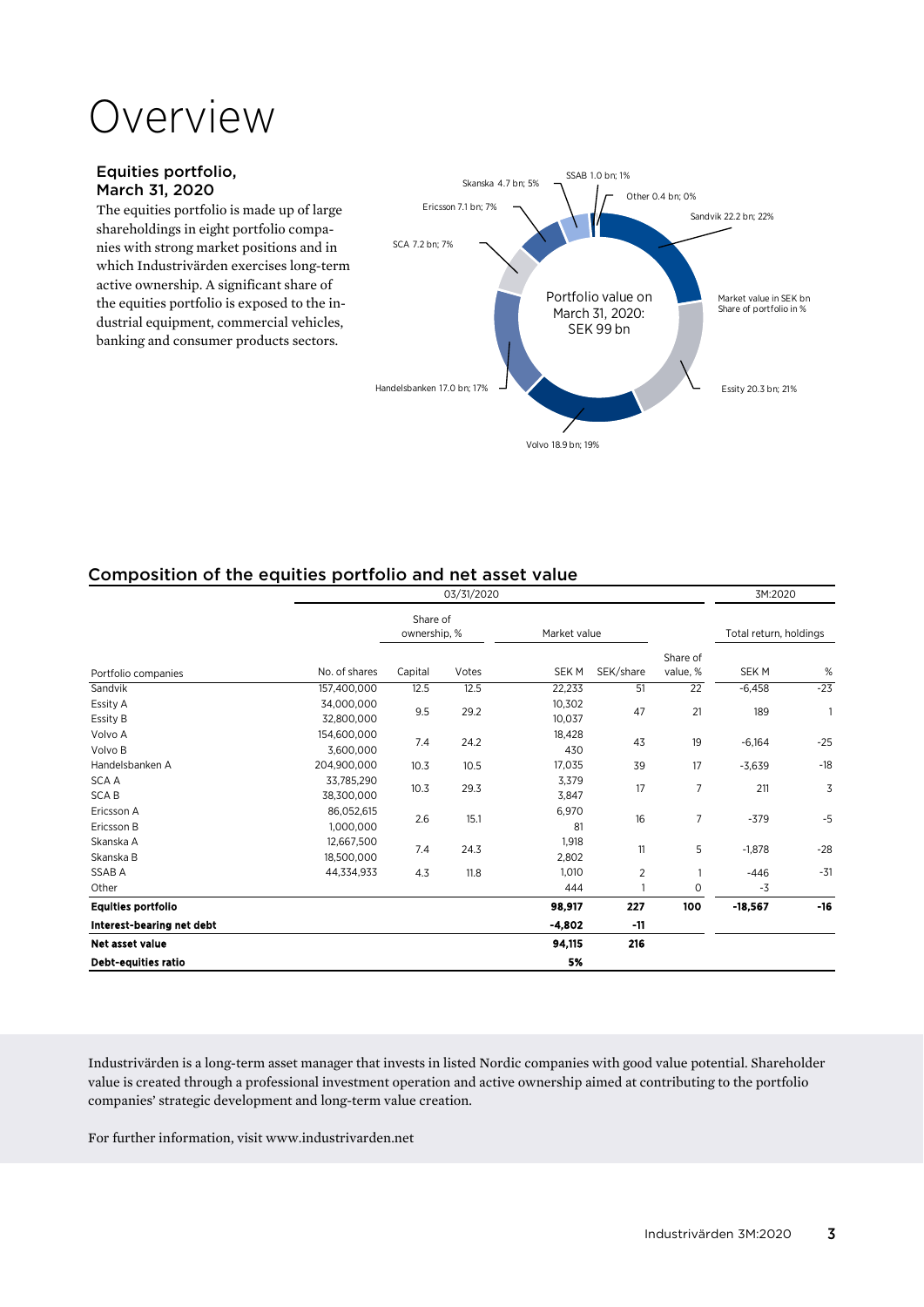# Overview

### Equities portfolio, March 31, 2020

The equities portfolio is made up of large shareholdings in eight portfolio companies with strong market positions and in which Industrivärden exercises long-term active ownership. A significant share of the equities portfolio is exposed to the industrial equipment, commercial vehicles, banking and consumer products sectors.

Portfolio value on March 31, 2020: SEK 99 bn

Market value in SEK bn
Share of portfolio in %

- Sandvik 22.2 bn; 22%
- Essity 20.3 bn; 21%
- Volvo 18.9 bn; 19%
- Handelsbanken 17.0 bn; 17%
- SCA 7.2 bn; 7%
- Ericsson 7.1 bn; 7%
- Skanska 4.7 bn; 5%
- SSAB 1.0 bn; 1%
- Other 0.4 bn; 0%

## Composition of the equities portfolio and net asset value

| | 03/31/2020 | | | | | | 3M:2020 | |
|---|---|---|---|---|---|---|---|---|
| | | Share of ownership, % | | Market value | | | Total return, holdings | |
| Portfolio companies | No. of shares | Capital | Votes | SEK M | SEK/share | Share of value, % | SEK M | % |
| Sandvik | 157,400,000 | 12.5 | 12.5 | 22,233 | 51 | 22 | -6,458 | -23 |
| Essity A | 34,000,000 | 9.5 | 29.2 | 10,302 | 47 | 21 | 189 | 1 |
| Essity B | 32,800,000 | | | 10,037 | | | | |
| Volvo A | 154,600,000 | 7.4 | 24.2 | 18,428 | 43 | 19 | -6,164 | -25 |
| Volvo B | 3,600,000 | | | 430 | | | | |
| Handelsbanken A | 204,900,000 | 10.3 | 10.5 | 17,035 | 39 | 17 | -3,639 | -18 |
| SCA A | 33,785,290 | 10.3 | 29.3 | 3,379 | 17 | 7 | 211 | 3 |
| SCA B | 38,300,000 | | | 3,847 | | | | |
| Ericsson A | 86,052,615 | 2.6 | 15.1 | 6,970 | 16 | 7 | -379 | -5 |
| Ericsson B | 1,000,000 | | | 81 | | | | |
| Skanska A | 12,667,500 | 7.4 | 24.3 | 1,918 | 11 | 5 | -1,878 | -28 |
| Skanska B | 18,500,000 | | | 2,802 | | | | |
| SSAB A | 44,334,933 | 4.3 | 11.8 | 1,010 | 2 | 1 | -446 | -31 |
| Other | | | | 444 | 1 | 0 | -3 | |
| **Equities portfolio** | | | | **98,917** | **227** | **100** | **-18,567** | **-16** |
| **Interest-bearing net debt** | | | | **-4,802** | **-11** | | | |
| **Net asset value** | | | | **94,115** | **216** | | | |
| **Debt-equities ratio** | | | | **5%** | | | | |

Industrivärden is a long-term asset manager that invests in listed Nordic companies with good value potential. Shareholder value is created through a professional investment operation and active ownership aimed at contributing to the portfolio companies' strategic development and long-term value creation.

For further information, visit www.industrivarden.net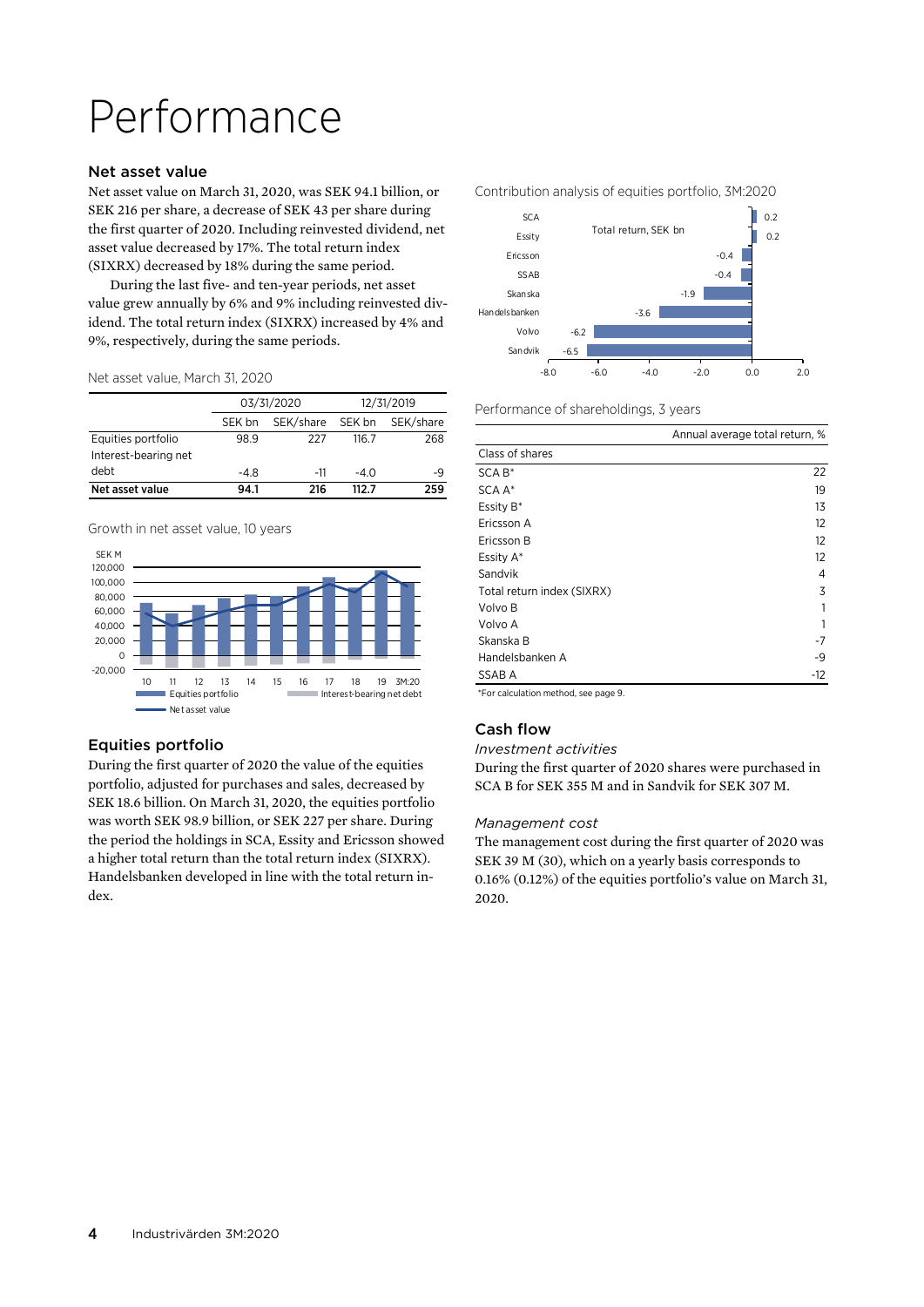# Performance

## Net asset value

Net asset value on March 31, 2020, was SEK 94.1 billion, or SEK 216 per share, a decrease of SEK 43 per share during the first quarter of 2020. Including reinvested dividend, net asset value decreased by 17%. The total return index (SIXRX) decreased by 18% during the same period.

During the last five- and ten-year periods, net asset value grew annually by 6% and 9% including reinvested dividend. The total return index (SIXRX) increased by 4% and 9%, respectively, during the same periods.

Net asset value, March 31, 2020

| | 03/31/2020 | | 12/31/2019 | |
|---|---|---|---|---|
| | SEK bn | SEK/share | SEK bn | SEK/share |
| Equities portfolio | 98.9 | 227 | 116.7 | 268 |
| Interest-bearing net debt | -4.8 | -11 | -4.0 | -9 |
| **Net asset value** | **94.1** | **216** | **112.7** | **259** |

Growth in net asset value, 10 years

## Equities portfolio

During the first quarter of 2020 the value of the equities portfolio, adjusted for purchases and sales, decreased by SEK 18.6 billion. On March 31, 2020, the equities portfolio was worth SEK 98.9 billion, or SEK 227 per share. During the period the holdings in SCA, Essity and Ericsson showed a higher total return than the total return index (SIXRX). Handelsbanken developed in line with the total return index.

Contribution analysis of equities portfolio, 3M:2020

Total return, SEK bn

| | Total return, SEK bn |
|---|---|
| SCA | 0.2 |
| Essity | 0.2 |
| Ericsson | -0.4 |
| SSAB | -0.4 |
| Skanska | -1.9 |
| Handelsbanken | -3.6 |
| Volvo | -6.2 |
| Sandvik | -6.5 |

Performance of shareholdings, 3 years

| Class of shares | Annual average total return, % |
|---|---|
| SCA B* | 22 |
| SCA A* | 19 |
| Essity B* | 13 |
| Ericsson A | 12 |
| Ericsson B | 12 |
| Essity A* | 12 |
| Sandvik | 4 |
| Total return index (SIXRX) | 3 |
| Volvo B | 1 |
| Volvo A | 1 |
| Skanska B | -7 |
| Handelsbanken A | -9 |
| SSAB A | -12 |

*For calculation method, see page 9.

## Cash flow

*Investment activities*

During the first quarter of 2020 shares were purchased in SCA B for SEK 355 M and in Sandvik for SEK 307 M.

*Management cost*

The management cost during the first quarter of 2020 was SEK 39 M (30), which on a yearly basis corresponds to 0.16% (0.12%) of the equities portfolio's value on March 31, 2020.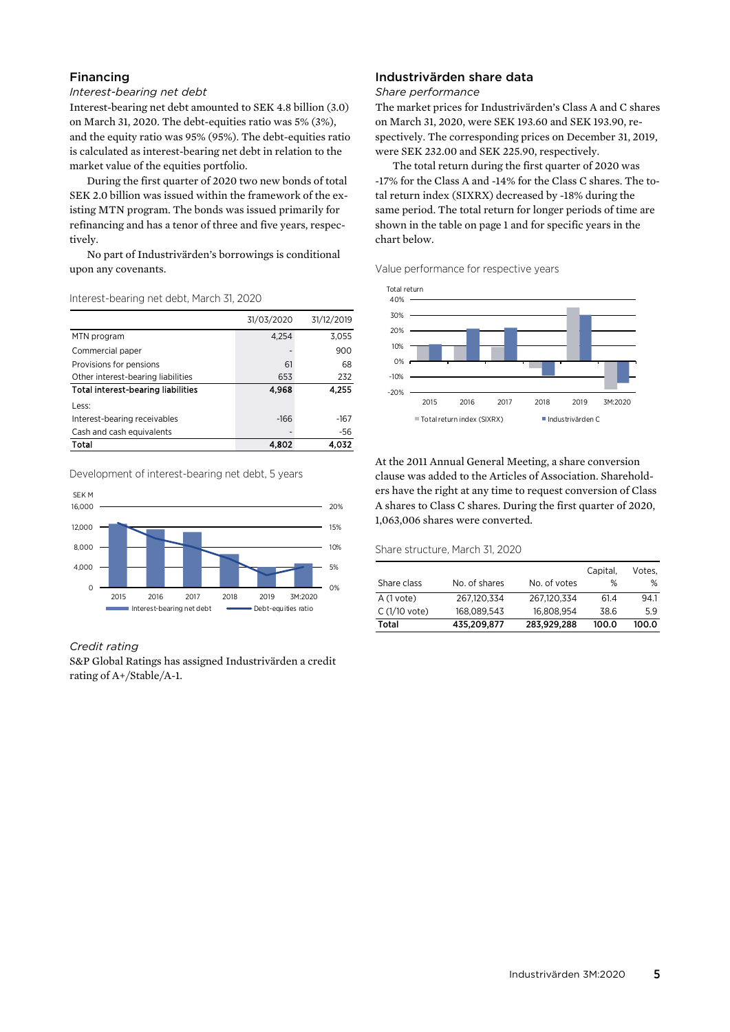## Financing

*Interest-bearing net debt*

Interest-bearing net debt amounted to SEK 4.8 billion (3.0) on March 31, 2020. The debt-equities ratio was 5% (3%), and the equity ratio was 95% (95%). The debt-equities ratio is calculated as interest-bearing net debt in relation to the market value of the equities portfolio.

During the first quarter of 2020 two new bonds of total SEK 2.0 billion was issued within the framework of the existing MTN program. The bonds was issued primarily for refinancing and has a tenor of three and five years, respectively.

No part of Industrivärden's borrowings is conditional upon any covenants.

Interest-bearing net debt, March 31, 2020

| | 31/03/2020 | 31/12/2019 |
|---|---|---|
| MTN program | 4,254 | 3,055 |
| Commercial paper | - | 900 |
| Provisions for pensions | 61 | 68 |
| Other interest-bearing liabilities | 653 | 232 |
| **Total interest-bearing liabilities** | **4,968** | **4,255** |
| Less: | | |
| Interest-bearing receivables | -166 | -167 |
| Cash and cash equivalents | - | -56 |
| **Total** | **4,802** | **4,032** |

Development of interest-bearing net debt, 5 years

*Credit rating*

S&P Global Ratings has assigned Industrivärden a credit rating of A+/Stable/A-1.

## Industrivärden share data

*Share performance*

The market prices for Industrivärden's Class A and C shares on March 31, 2020, were SEK 193.60 and SEK 193.90, respectively. The corresponding prices on December 31, 2019, were SEK 232.00 and SEK 225.90, respectively.

The total return during the first quarter of 2020 was -17% for the Class A and -14% for the Class C shares. The total return index (SIXRX) decreased by -18% during the same period. The total return for longer periods of time are shown in the table on page 1 and for specific years in the chart below.

Value performance for respective years

At the 2011 Annual General Meeting, a share conversion clause was added to the Articles of Association. Shareholders have the right at any time to request conversion of Class A shares to Class C shares. During the first quarter of 2020, 1,063,006 shares were converted.

Share structure, March 31, 2020

| Share class | No. of shares | No. of votes | Capital, % | Votes, % |
|---|---|---|---|---|
| A (1 vote) | 267,120,334 | 267,120,334 | 61.4 | 94.1 |
| C (1/10 vote) | 168,089,543 | 16,808,954 | 38.6 | 5.9 |
| **Total** | **435,209,877** | **283,929,288** | **100.0** | **100.0** |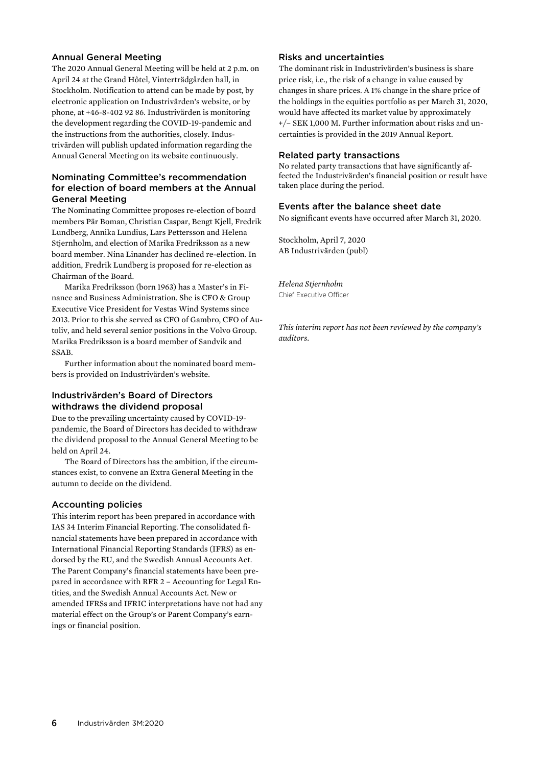## Annual General Meeting

The 2020 Annual General Meeting will be held at 2 p.m. on April 24 at the Grand Hôtel, Vinterträdgården hall, in Stockholm. Notification to attend can be made by post, by electronic application on Industrivärden's website, or by phone, at +46-8-402 92 86. Industrivärden is monitoring the development regarding the COVID-19-pandemic and the instructions from the authorities, closely. Industrivärden will publish updated information regarding the Annual General Meeting on its website continuously.

## Nominating Committee's recommendation for election of board members at the Annual General Meeting

The Nominating Committee proposes re-election of board members Pär Boman, Christian Caspar, Bengt Kjell, Fredrik Lundberg, Annika Lundius, Lars Pettersson and Helena Stjernholm, and election of Marika Fredriksson as a new board member. Nina Linander has declined re-election. In addition, Fredrik Lundberg is proposed for re-election as Chairman of the Board.

Marika Fredriksson (born 1963) has a Master's in Finance and Business Administration. She is CFO & Group Executive Vice President for Vestas Wind Systems since 2013. Prior to this she served as CFO of Gambro, CFO of Autoliv, and held several senior positions in the Volvo Group. Marika Fredriksson is a board member of Sandvik and SSAB.

Further information about the nominated board members is provided on Industrivärden's website.

## Industrivärden's Board of Directors withdraws the dividend proposal

Due to the prevailing uncertainty caused by COVID-19-pandemic, the Board of Directors has decided to withdraw the dividend proposal to the Annual General Meeting to be held on April 24.

The Board of Directors has the ambition, if the circumstances exist, to convene an Extra General Meeting in the autumn to decide on the dividend.

## Accounting policies

This interim report has been prepared in accordance with IAS 34 Interim Financial Reporting. The consolidated financial statements have been prepared in accordance with International Financial Reporting Standards (IFRS) as endorsed by the EU, and the Swedish Annual Accounts Act. The Parent Company's financial statements have been prepared in accordance with RFR 2 – Accounting for Legal Entities, and the Swedish Annual Accounts Act. New or amended IFRSs and IFRIC interpretations have not had any material effect on the Group's or Parent Company's earnings or financial position.

## Risks and uncertainties

The dominant risk in Industrivärden's business is share price risk, i.e., the risk of a change in value caused by changes in share prices. A 1% change in the share price of the holdings in the equities portfolio as per March 31, 2020, would have affected its market value by approximately +/– SEK 1,000 M. Further information about risks and uncertainties is provided in the 2019 Annual Report.

## Related party transactions

No related party transactions that have significantly affected the Industrivärden's financial position or result have taken place during the period.

## Events after the balance sheet date

No significant events have occurred after March 31, 2020.

Stockholm, April 7, 2020
AB Industrivärden (publ)

*Helena Stjernholm*
Chief Executive Officer

*This interim report has not been reviewed by the company's auditors.*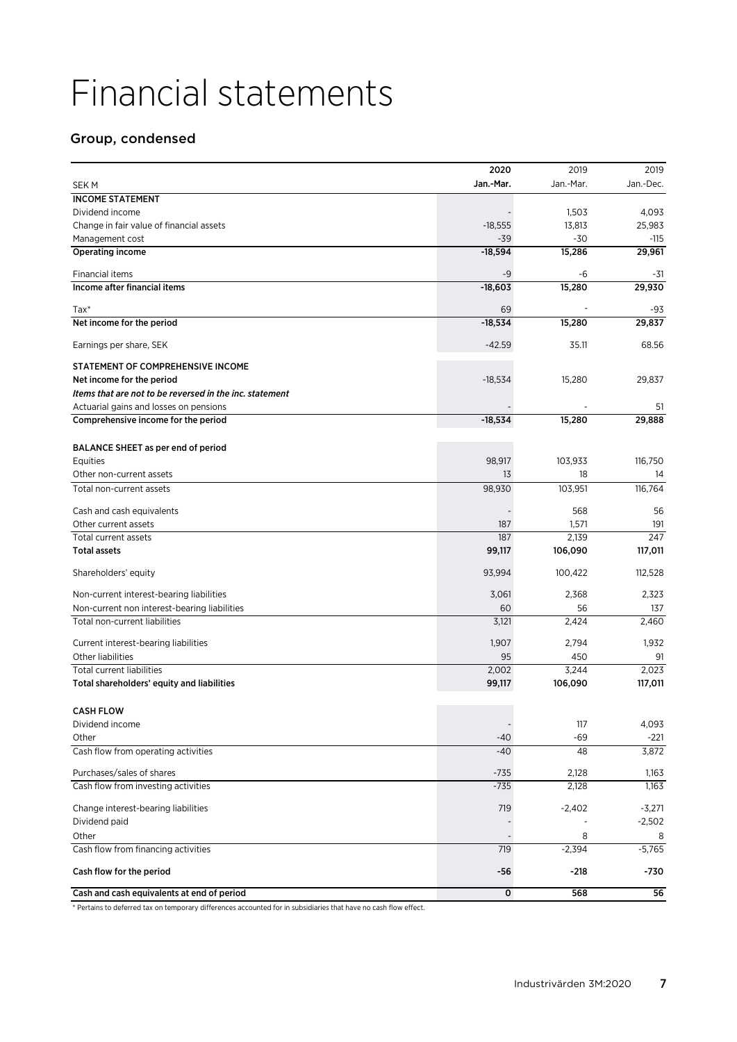# Financial statements

## Group, condensed

| SEK M | 2020 Jan.-Mar. | 2019 Jan.-Mar. | 2019 Jan.-Dec. |
|---|---|---|---|
| **INCOME STATEMENT** | | | |
| Dividend income | - | 1,503 | 4,093 |
| Change in fair value of financial assets | -18,555 | 13,813 | 25,983 |
| Management cost | -39 | -30 | -115 |
| **Operating income** | **-18,594** | **15,286** | **29,961** |
| Financial items | -9 | -6 | -31 |
| **Income after financial items** | **-18,603** | **15,280** | **29,930** |
| Tax* | 69 | - | -93 |
| **Net income for the period** | **-18,534** | **15,280** | **29,837** |
| Earnings per share, SEK | -42.59 | 35.11 | 68.56 |
| **STATEMENT OF COMPREHENSIVE INCOME** | | | |
| Net income for the period | -18,534 | 15,280 | 29,837 |
| ***Items that are not to be reversed in the inc. statement*** | | | |
| Actuarial gains and losses on pensions | - | - | 51 |
| **Comprehensive income for the period** | **-18,534** | **15,280** | **29,888** |
| **BALANCE SHEET as per end of period** | | | |
| Equities | 98,917 | 103,933 | 116,750 |
| Other non-current assets | 13 | 18 | 14 |
| Total non-current assets | 98,930 | 103,951 | 116,764 |
| Cash and cash equivalents | - | 568 | 56 |
| Other current assets | 187 | 1,571 | 191 |
| Total current assets | 187 | 2,139 | 247 |
| **Total assets** | **99,117** | **106,090** | **117,011** |
| Shareholders' equity | 93,994 | 100,422 | 112,528 |
| Non-current interest-bearing liabilities | 3,061 | 2,368 | 2,323 |
| Non-current non interest-bearing liabilities | 60 | 56 | 137 |
| Total non-current liabilities | 3,121 | 2,424 | 2,460 |
| Current interest-bearing liabilities | 1,907 | 2,794 | 1,932 |
| Other liabilities | 95 | 450 | 91 |
| Total current liabilities | 2,002 | 3,244 | 2,023 |
| **Total shareholders' equity and liabilities** | **99,117** | **106,090** | **117,011** |
| **CASH FLOW** | | | |
| Dividend income | - | 117 | 4,093 |
| Other | -40 | -69 | -221 |
| Cash flow from operating activities | -40 | 48 | 3,872 |
| Purchases/sales of shares | -735 | 2,128 | 1,163 |
| Cash flow from investing activities | -735 | 2,128 | 1,163 |
| Change interest-bearing liabilities | 719 | -2,402 | -3,271 |
| Dividend paid | - | - | -2,502 |
| Other | - | 8 | 8 |
| Cash flow from financing activities | 719 | -2,394 | -5,765 |
| **Cash flow for the period** | **-56** | **-218** | **-730** |
| **Cash and cash equivalents at end of period** | **0** | **568** | **56** |

\* Pertains to deferred tax on temporary differences accounted for in subsidiaries that have no cash flow effect.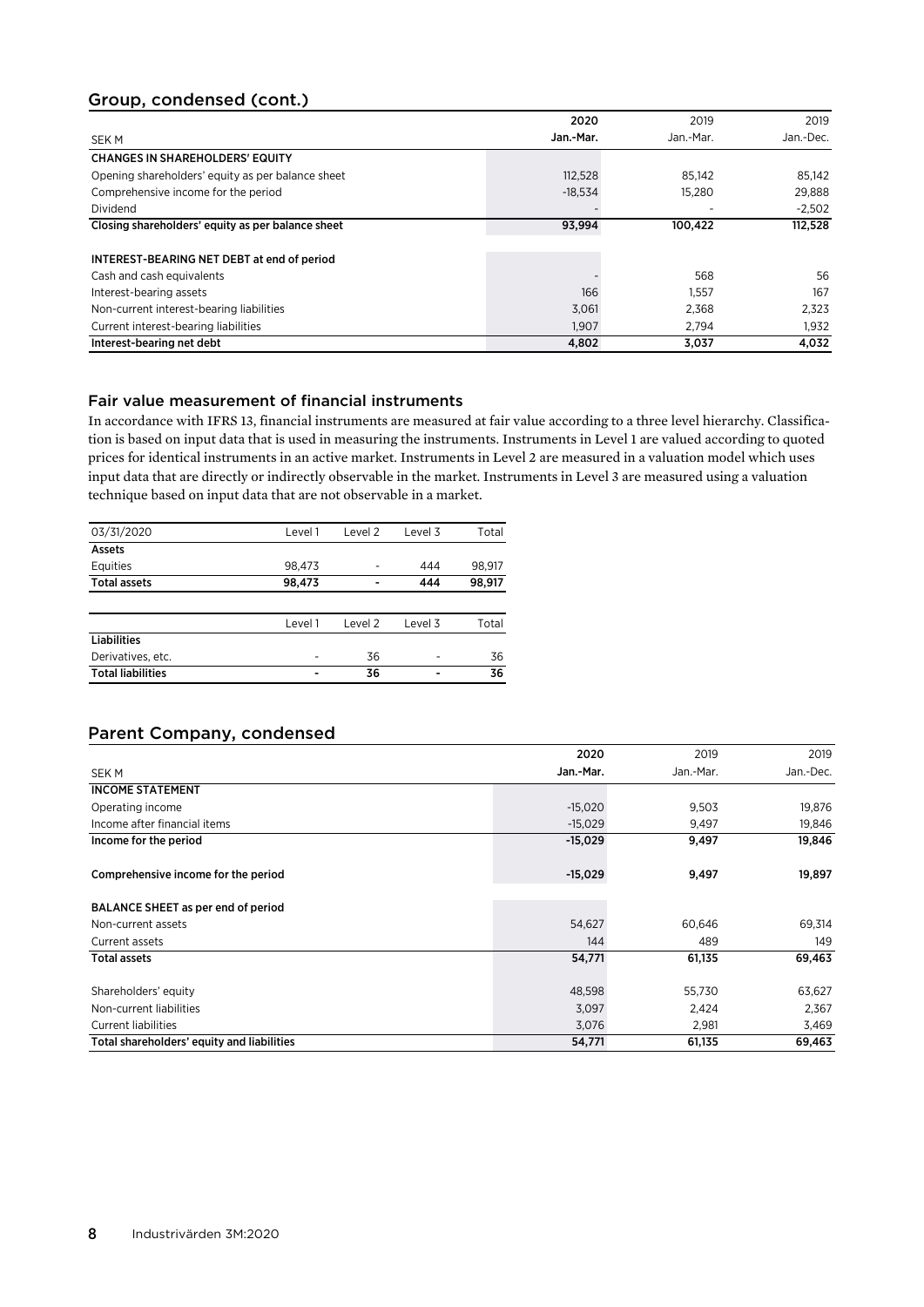## Group, condensed (cont.)

| SEK M | 2020<br>Jan.-Mar. | 2019<br>Jan.-Mar. | 2019<br>Jan.-Dec. |
|---|---|---|---|
| **CHANGES IN SHAREHOLDERS' EQUITY** | | | |
| Opening shareholders' equity as per balance sheet | 112,528 | 85,142 | 85,142 |
| Comprehensive income for the period | -18,534 | 15,280 | 29,888 |
| Dividend | - | - | -2,502 |
| **Closing shareholders' equity as per balance sheet** | **93,994** | **100,422** | **112,528** |
| | | | |
| **INTEREST-BEARING NET DEBT at end of period** | | | |
| Cash and cash equivalents | - | 568 | 56 |
| Interest-bearing assets | 166 | 1,557 | 167 |
| Non-current interest-bearing liabilities | 3,061 | 2,368 | 2,323 |
| Current interest-bearing liabilities | 1,907 | 2,794 | 1,932 |
| **Interest-bearing net debt** | **4,802** | **3,037** | **4,032** |

### Fair value measurement of financial instruments

In accordance with IFRS 13, financial instruments are measured at fair value according to a three level hierarchy. Classification is based on input data that is used in measuring the instruments. Instruments in Level 1 are valued according to quoted prices for identical instruments in an active market. Instruments in Level 2 are measured in a valuation model which uses input data that are directly or indirectly observable in the market. Instruments in Level 3 are measured using a valuation technique based on input data that are not observable in a market.

| 03/31/2020 | Level 1 | Level 2 | Level 3 | Total |
|---|---|---|---|---|
| **Assets** | | | | |
| Equities | 98,473 | - | 444 | 98,917 |
| **Total assets** | **98,473** | **-** | **444** | **98,917** |

| | Level 1 | Level 2 | Level 3 | Total |
|---|---|---|---|---|
| **Liabilities** | | | | |
| Derivatives, etc. | - | 36 | - | 36 |
| **Total liabilities** | **-** | **36** | **-** | **36** |

## Parent Company, condensed

| SEK M | 2020<br>Jan.-Mar. | 2019<br>Jan.-Mar. | 2019<br>Jan.-Dec. |
|---|---|---|---|
| **INCOME STATEMENT** | | | |
| Operating income | -15,020 | 9,503 | 19,876 |
| Income after financial items | -15,029 | 9,497 | 19,846 |
| **Income for the period** | **-15,029** | **9,497** | **19,846** |
| | | | |
| **Comprehensive income for the period** | **-15,029** | **9,497** | **19,897** |
| | | | |
| **BALANCE SHEET as per end of period** | | | |
| Non-current assets | 54,627 | 60,646 | 69,314 |
| Current assets | 144 | 489 | 149 |
| **Total assets** | **54,771** | **61,135** | **69,463** |
| | | | |
| Shareholders' equity | 48,598 | 55,730 | 63,627 |
| Non-current liabilities | 3,097 | 2,424 | 2,367 |
| Current liabilities | 3,076 | 2,981 | 3,469 |
| **Total shareholders' equity and liabilities** | **54,771** | **61,135** | **69,463** |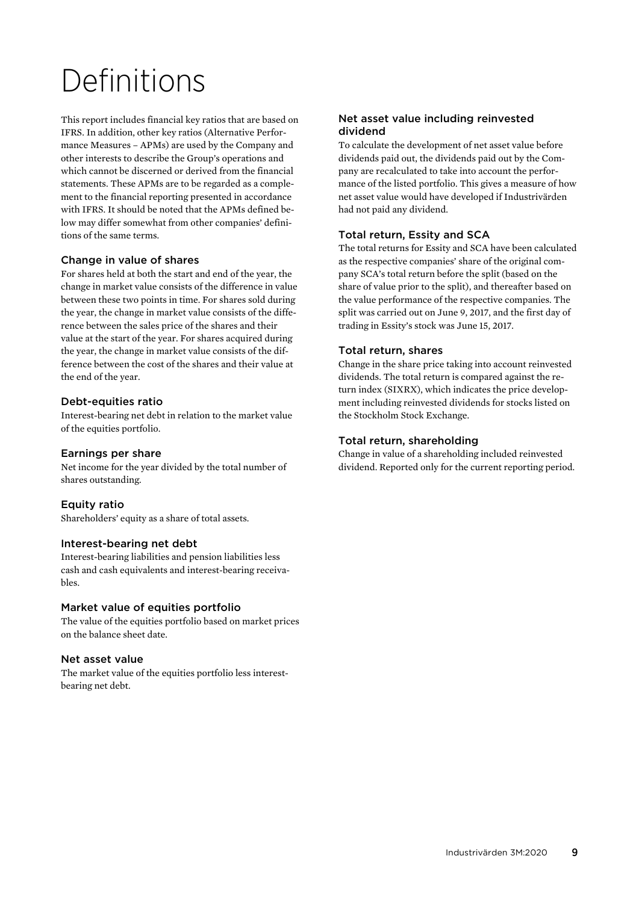# Definitions

This report includes financial key ratios that are based on IFRS. In addition, other key ratios (Alternative Performance Measures – APMs) are used by the Company and other interests to describe the Group's operations and which cannot be discerned or derived from the financial statements. These APMs are to be regarded as a complement to the financial reporting presented in accordance with IFRS. It should be noted that the APMs defined below may differ somewhat from other companies' definitions of the same terms.

### Change in value of shares

For shares held at both the start and end of the year, the change in market value consists of the difference in value between these two points in time. For shares sold during the year, the change in market value consists of the difference between the sales price of the shares and their value at the start of the year. For shares acquired during the year, the change in market value consists of the difference between the cost of the shares and their value at the end of the year.

### Debt-equities ratio

Interest-bearing net debt in relation to the market value of the equities portfolio.

### Earnings per share

Net income for the year divided by the total number of shares outstanding.

### Equity ratio

Shareholders' equity as a share of total assets.

### Interest-bearing net debt

Interest-bearing liabilities and pension liabilities less cash and cash equivalents and interest-bearing receivables.

### Market value of equities portfolio

The value of the equities portfolio based on market prices on the balance sheet date.

### Net asset value

The market value of the equities portfolio less interest-bearing net debt.

### Net asset value including reinvested dividend

To calculate the development of net asset value before dividends paid out, the dividends paid out by the Company are recalculated to take into account the performance of the listed portfolio. This gives a measure of how net asset value would have developed if Industrivärden had not paid any dividend.

### Total return, Essity and SCA

The total returns for Essity and SCA have been calculated as the respective companies' share of the original company SCA's total return before the split (based on the share of value prior to the split), and thereafter based on the value performance of the respective companies. The split was carried out on June 9, 2017, and the first day of trading in Essity's stock was June 15, 2017.

### Total return, shares

Change in the share price taking into account reinvested dividends. The total return is compared against the return index (SIXRX), which indicates the price development including reinvested dividends for stocks listed on the Stockholm Stock Exchange.

### Total return, shareholding

Change in value of a shareholding included reinvested dividend. Reported only for the current reporting period.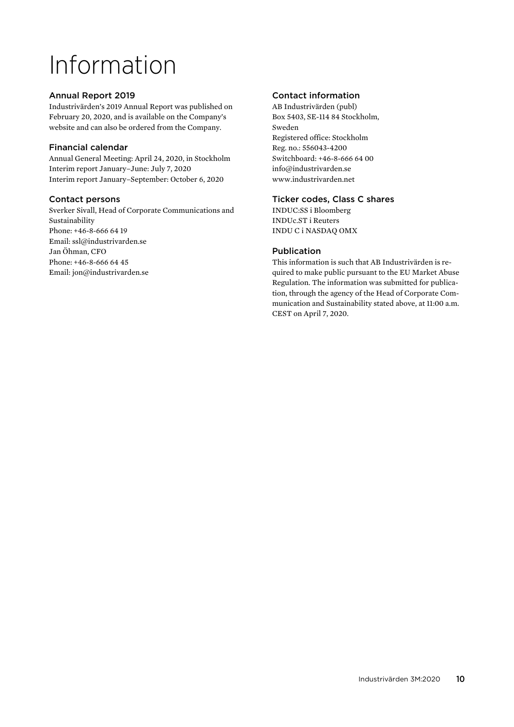# Information

## Annual Report 2019

Industrivärden's 2019 Annual Report was published on February 20, 2020, and is available on the Company's website and can also be ordered from the Company.

## Financial calendar

Annual General Meeting: April 24, 2020, in Stockholm
Interim report January–June: July 7, 2020
Interim report January–September: October 6, 2020

## Contact persons

Sverker Sivall, Head of Corporate Communications and Sustainability
Phone: +46-8-666 64 19
Email: ssl@industrivarden.se
Jan Öhman, CFO
Phone: +46-8-666 64 45
Email: jon@industrivarden.se

## Contact information

AB Industrivärden (publ)
Box 5403, SE-114 84 Stockholm, Sweden
Registered office: Stockholm
Reg. no.: 556043-4200
Switchboard: +46-8-666 64 00
info@industrivarden.se
www.industrivarden.net

## Ticker codes, Class C shares

INDUC:SS i Bloomberg
INDUc.ST i Reuters
INDU C i NASDAQ OMX

## Publication

This information is such that AB Industrivärden is required to make public pursuant to the EU Market Abuse Regulation. The information was submitted for publication, through the agency of the Head of Corporate Communication and Sustainability stated above, at 11:00 a.m. CEST on April 7, 2020.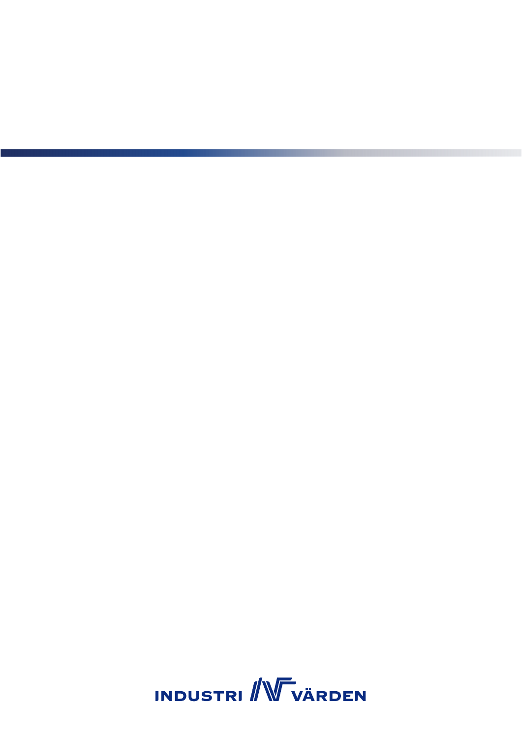INDUSTRIVÄRDEN